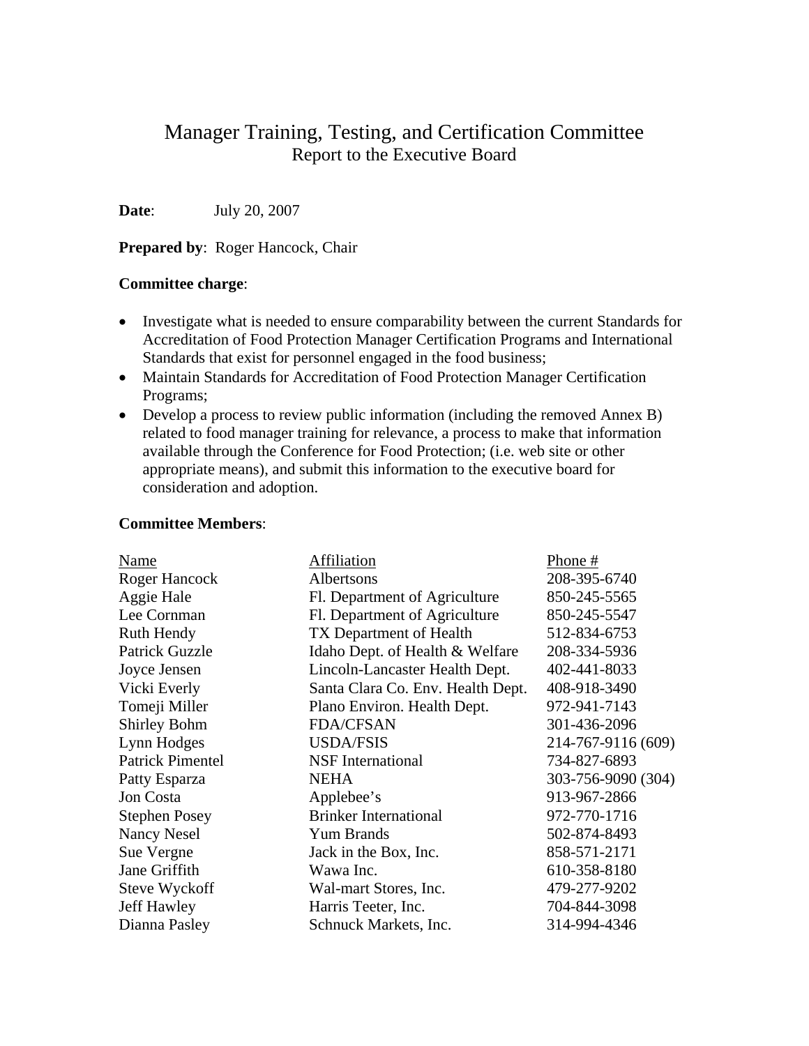# Manager Training, Testing, and Certification Committee

## Report to the Executive Board

**Date**: July 20, 2007

**Prepared by**: Roger Hancock, Chair

**Committee charge**:

- Investigate what is needed to ensure comparability between the current Standards for Accreditation of Food Protection Manager Certification Programs and International Standards that exist for personnel engaged in the food business;
- Maintain Standards for Accreditation of Food Protection Manager Certification Programs;
- Develop a process to review public information (including the removed Annex B) related to food manager training for relevance, a process to make that information available through the Conference for Food Protection; (i.e. web site or other appropriate means), and submit this information to the executive board for consideration and adoption.

**Committee Members**:

| Name | Affiliation | Phone # |
| --- | --- | --- |
| Roger Hancock | Albertsons | 208-395-6740 |
| Aggie Hale | Fl. Department of Agriculture | 850-245-5565 |
| Lee Cornman | Fl. Department of Agriculture | 850-245-5547 |
| Ruth Hendy | TX Department of Health | 512-834-6753 |
| Patrick Guzzle | Idaho Dept. of Health & Welfare | 208-334-5936 |
| Joyce Jensen | Lincoln-Lancaster Health Dept. | 402-441-8033 |
| Vicki Everly | Santa Clara Co. Env. Health Dept. | 408-918-3490 |
| Tomeji Miller | Plano Environ. Health Dept. | 972-941-7143 |
| Shirley Bohm | FDA/CFSAN | 301-436-2096 |
| Lynn Hodges | USDA/FSIS | 214-767-9116 (609) |
| Patrick Pimentel | NSF International | 734-827-6893 |
| Patty Esparza | NEHA | 303-756-9090 (304) |
| Jon Costa | Applebee's | 913-967-2866 |
| Stephen Posey | Brinker International | 972-770-1716 |
| Nancy Nesel | Yum Brands | 502-874-8493 |
| Sue Vergne | Jack in the Box, Inc. | 858-571-2171 |
| Jane Griffith | Wawa Inc. | 610-358-8180 |
| Steve Wyckoff | Wal-mart Stores, Inc. | 479-277-9202 |
| Jeff Hawley | Harris Teeter, Inc. | 704-844-3098 |
| Dianna Pasley | Schnuck Markets, Inc. | 314-994-4346 |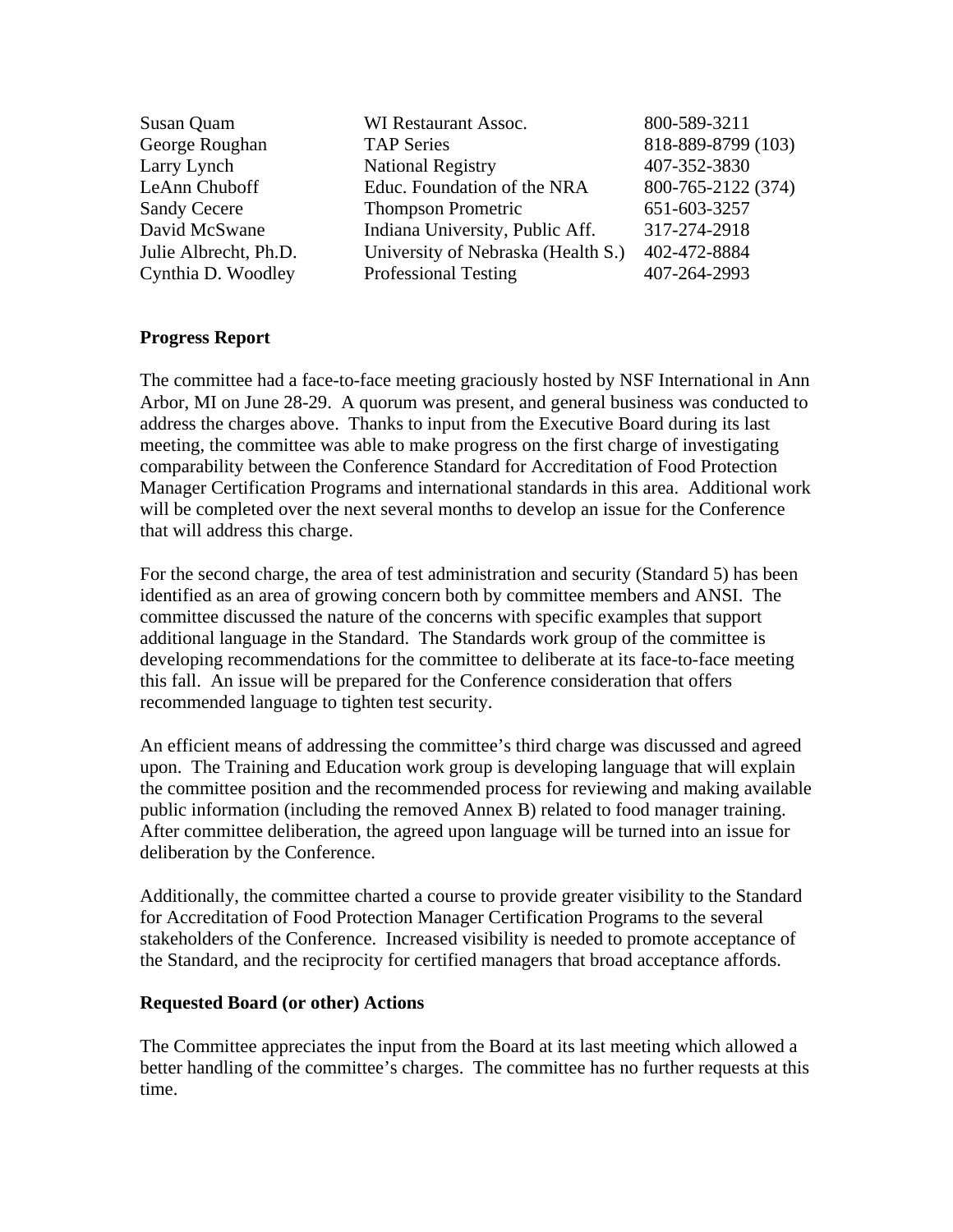| | | |
|---|---|---|
| Susan Quam | WI Restaurant Assoc. | 800-589-3211 |
| George Roughan | TAP Series | 818-889-8799 (103) |
| Larry Lynch | National Registry | 407-352-3830 |
| LeAnn Chuboff | Educ. Foundation of the NRA | 800-765-2122 (374) |
| Sandy Cecere | Thompson Prometric | 651-603-3257 |
| David McSwane | Indiana University, Public Aff. | 317-274-2918 |
| Julie Albrecht, Ph.D. | University of Nebraska (Health S.) | 402-472-8884 |
| Cynthia D. Woodley | Professional Testing | 407-264-2993 |

**Progress Report**

The committee had a face-to-face meeting graciously hosted by NSF International in Ann Arbor, MI on June 28-29. A quorum was present, and general business was conducted to address the charges above. Thanks to input from the Executive Board during its last meeting, the committee was able to make progress on the first charge of investigating comparability between the Conference Standard for Accreditation of Food Protection Manager Certification Programs and international standards in this area. Additional work will be completed over the next several months to develop an issue for the Conference that will address this charge.

For the second charge, the area of test administration and security (Standard 5) has been identified as an area of growing concern both by committee members and ANSI. The committee discussed the nature of the concerns with specific examples that support additional language in the Standard. The Standards work group of the committee is developing recommendations for the committee to deliberate at its face-to-face meeting this fall. An issue will be prepared for the Conference consideration that offers recommended language to tighten test security.

An efficient means of addressing the committee's third charge was discussed and agreed upon. The Training and Education work group is developing language that will explain the committee position and the recommended process for reviewing and making available public information (including the removed Annex B) related to food manager training. After committee deliberation, the agreed upon language will be turned into an issue for deliberation by the Conference.

Additionally, the committee charted a course to provide greater visibility to the Standard for Accreditation of Food Protection Manager Certification Programs to the several stakeholders of the Conference. Increased visibility is needed to promote acceptance of the Standard, and the reciprocity for certified managers that broad acceptance affords.

**Requested Board (or other) Actions**

The Committee appreciates the input from the Board at its last meeting which allowed a better handling of the committee's charges. The committee has no further requests at this time.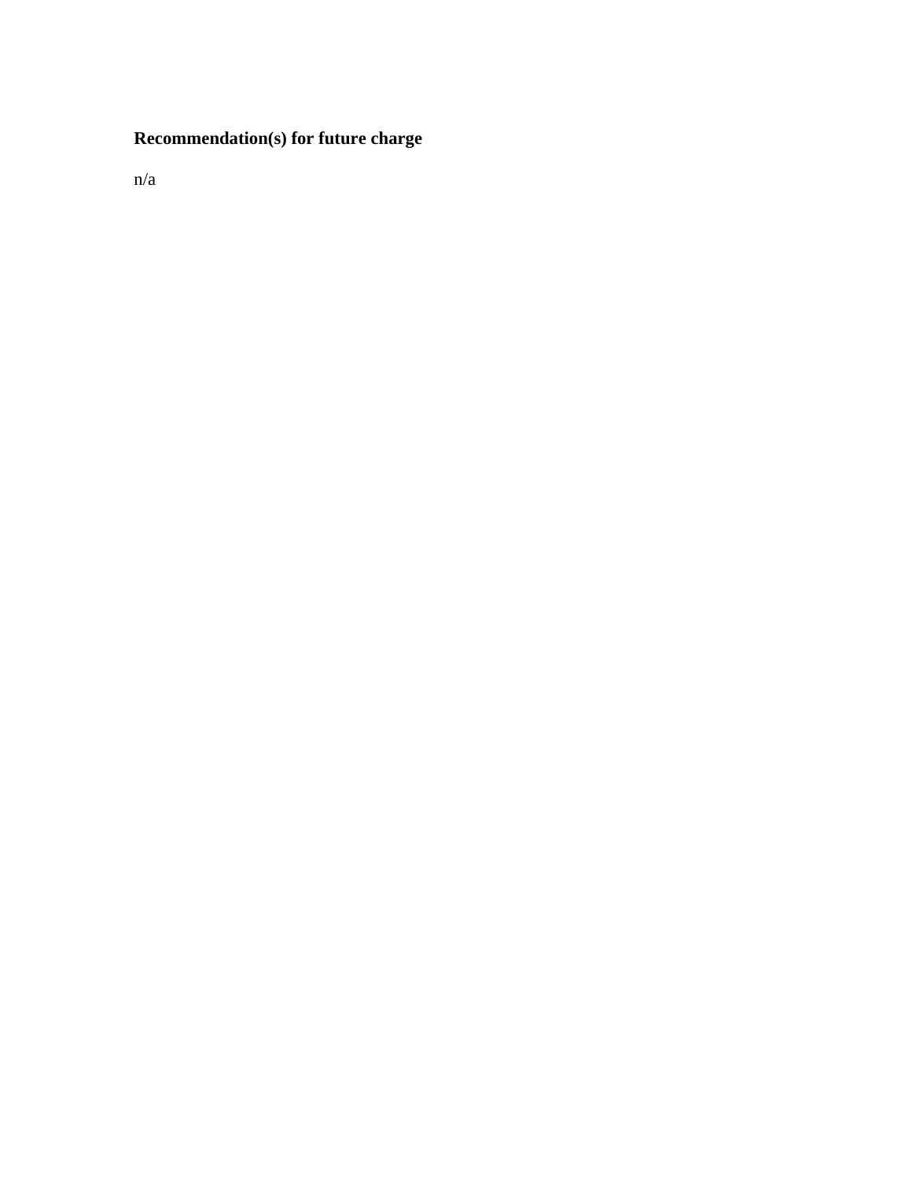**Recommendation(s) for future charge**

n/a